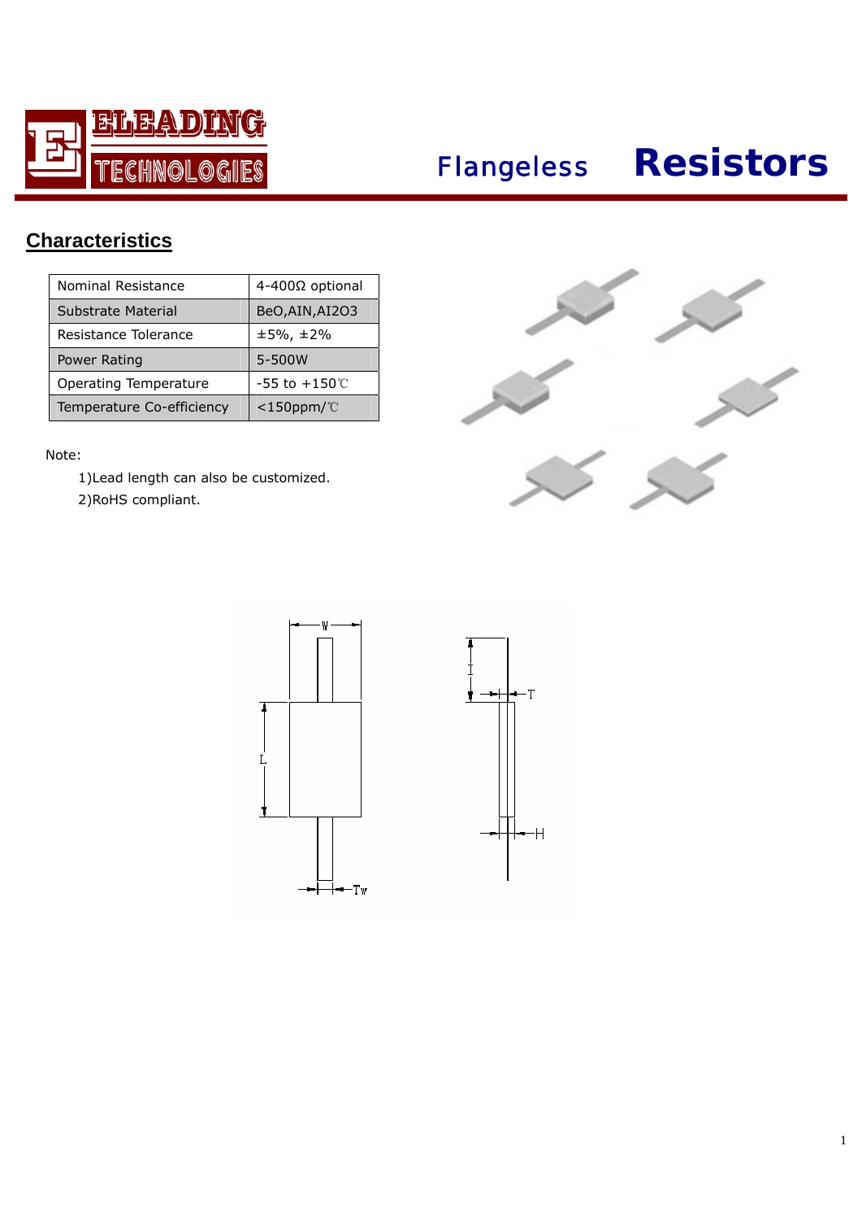# Flangeless Resistors

## Characteristics

| | |
|---|---|
| Nominal Resistance | 4-400Ω optional |
| Substrate Material | BeO,AIN,AI2O3 |
| Resistance Tolerance | ±5%, ±2% |
| Power Rating | 5-500W |
| Operating Temperature | -55 to +150℃ |
| Temperature Co-efficiency | <150ppm/℃ |

Note:

1)Lead length can also be customized.

2)RoHS compliant.

W

L

Tw

I

T

H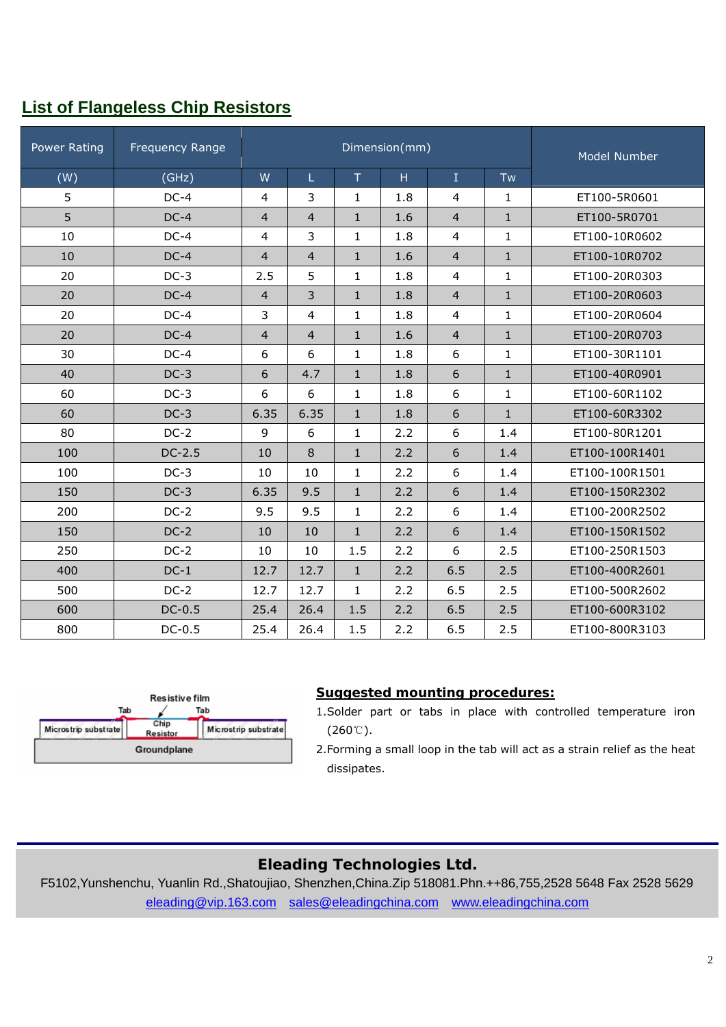## List of Flangeless Chip Resistors

| Power Rating | Frequency Range | Dimension(mm) | | | | | | Model Number |
|---|---|---|---|---|---|---|---|---|
| (W) | (GHz) | W | L | T | H | I | Tw | |
| 5 | DC-4 | 4 | 3 | 1 | 1.8 | 4 | 1 | ET100-5R0601 |
| 5 | DC-4 | 4 | 4 | 1 | 1.6 | 4 | 1 | ET100-5R0701 |
| 10 | DC-4 | 4 | 3 | 1 | 1.8 | 4 | 1 | ET100-10R0602 |
| 10 | DC-4 | 4 | 4 | 1 | 1.6 | 4 | 1 | ET100-10R0702 |
| 20 | DC-3 | 2.5 | 5 | 1 | 1.8 | 4 | 1 | ET100-20R0303 |
| 20 | DC-4 | 4 | 3 | 1 | 1.8 | 4 | 1 | ET100-20R0603 |
| 20 | DC-4 | 3 | 4 | 1 | 1.8 | 4 | 1 | ET100-20R0604 |
| 20 | DC-4 | 4 | 4 | 1 | 1.6 | 4 | 1 | ET100-20R0703 |
| 30 | DC-4 | 6 | 6 | 1 | 1.8 | 6 | 1 | ET100-30R1101 |
| 40 | DC-3 | 6 | 4.7 | 1 | 1.8 | 6 | 1 | ET100-40R0901 |
| 60 | DC-3 | 6 | 6 | 1 | 1.8 | 6 | 1 | ET100-60R1102 |
| 60 | DC-3 | 6.35 | 6.35 | 1 | 1.8 | 6 | 1 | ET100-60R3302 |
| 80 | DC-2 | 9 | 6 | 1 | 2.2 | 6 | 1.4 | ET100-80R1201 |
| 100 | DC-2.5 | 10 | 8 | 1 | 2.2 | 6 | 1.4 | ET100-100R1401 |
| 100 | DC-3 | 10 | 10 | 1 | 2.2 | 6 | 1.4 | ET100-100R1501 |
| 150 | DC-3 | 6.35 | 9.5 | 1 | 2.2 | 6 | 1.4 | ET100-150R2302 |
| 200 | DC-2 | 9.5 | 9.5 | 1 | 2.2 | 6 | 1.4 | ET100-200R2502 |
| 150 | DC-2 | 10 | 10 | 1 | 2.2 | 6 | 1.4 | ET100-150R1502 |
| 250 | DC-2 | 10 | 10 | 1.5 | 2.2 | 6 | 2.5 | ET100-250R1503 |
| 400 | DC-1 | 12.7 | 12.7 | 1 | 2.2 | 6.5 | 2.5 | ET100-400R2601 |
| 500 | DC-2 | 12.7 | 12.7 | 1 | 2.2 | 6.5 | 2.5 | ET100-500R2602 |
| 600 | DC-0.5 | 25.4 | 26.4 | 1.5 | 2.2 | 6.5 | 2.5 | ET100-600R3102 |
| 800 | DC-0.5 | 25.4 | 26.4 | 1.5 | 2.2 | 6.5 | 2.5 | ET100-800R3103 |

Resistive film
Tab
Tab
Microstrip substrate
Chip Resistor
Microstrip substrate
Groundplane

**Suggested mounting procedures:**

1. Solder part or tabs in place with controlled temperature iron (260℃).
2. Forming a small loop in the tab will act as a strain relief as the heat dissipates.

**Eleading Technologies Ltd.**

F5102,Yunshenchu, Yuanlin Rd.,Shatoujiao, Shenzhen,China.Zip 518081.Phn.++86,755,2528 5648 Fax 2528 5629

eleading@vip.163.com sales@eleadingchina.com www.eleadingchina.com